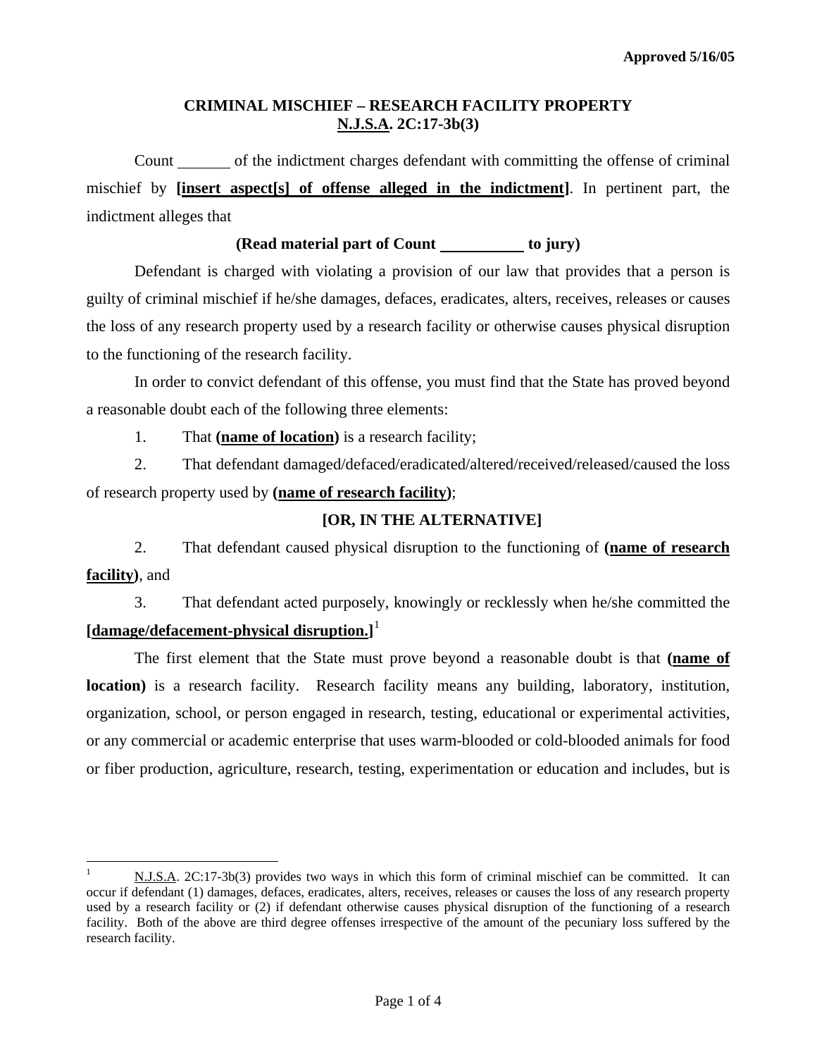Approved 5/16/05

## CRIMINAL MISCHIEF – RESEARCH FACILITY PROPERTY
## N.J.S.A. 2C:17-3b(3)

Count _______ of the indictment charges defendant with committing the offense of criminal mischief by **[insert aspect[s] of offense alleged in the indictment]**. In pertinent part, the indictment alleges that

**(Read material part of Count __________ to jury)**

Defendant is charged with violating a provision of our law that provides that a person is guilty of criminal mischief if he/she damages, defaces, eradicates, alters, receives, releases or causes the loss of any research property used by a research facility or otherwise causes physical disruption to the functioning of the research facility.

In order to convict defendant of this offense, you must find that the State has proved beyond a reasonable doubt each of the following three elements:

1. That **(name of location)** is a research facility;

2. That defendant damaged/defaced/eradicated/altered/received/released/caused the loss of research property used by **(name of research facility)**;

**[OR, IN THE ALTERNATIVE]**

2. That defendant caused physical disruption to the functioning of **(name of research facility)**, and

3. That defendant acted purposely, knowingly or recklessly when he/she committed the **[damage/defacement-physical disruption.]**[1]

The first element that the State must prove beyond a reasonable doubt is that **(name of location)** is a research facility. Research facility means any building, laboratory, institution, organization, school, or person engaged in research, testing, educational or experimental activities, or any commercial or academic enterprise that uses warm-blooded or cold-blooded animals for food or fiber production, agriculture, research, testing, experimentation or education and includes, but is

---

[1] N.J.S.A. 2C:17-3b(3) provides two ways in which this form of criminal mischief can be committed. It can occur if defendant (1) damages, defaces, eradicates, alters, receives, releases or causes the loss of any research property used by a research facility or (2) if defendant otherwise causes physical disruption of the functioning of a research facility. Both of the above are third degree offenses irrespective of the amount of the pecuniary loss suffered by the research facility.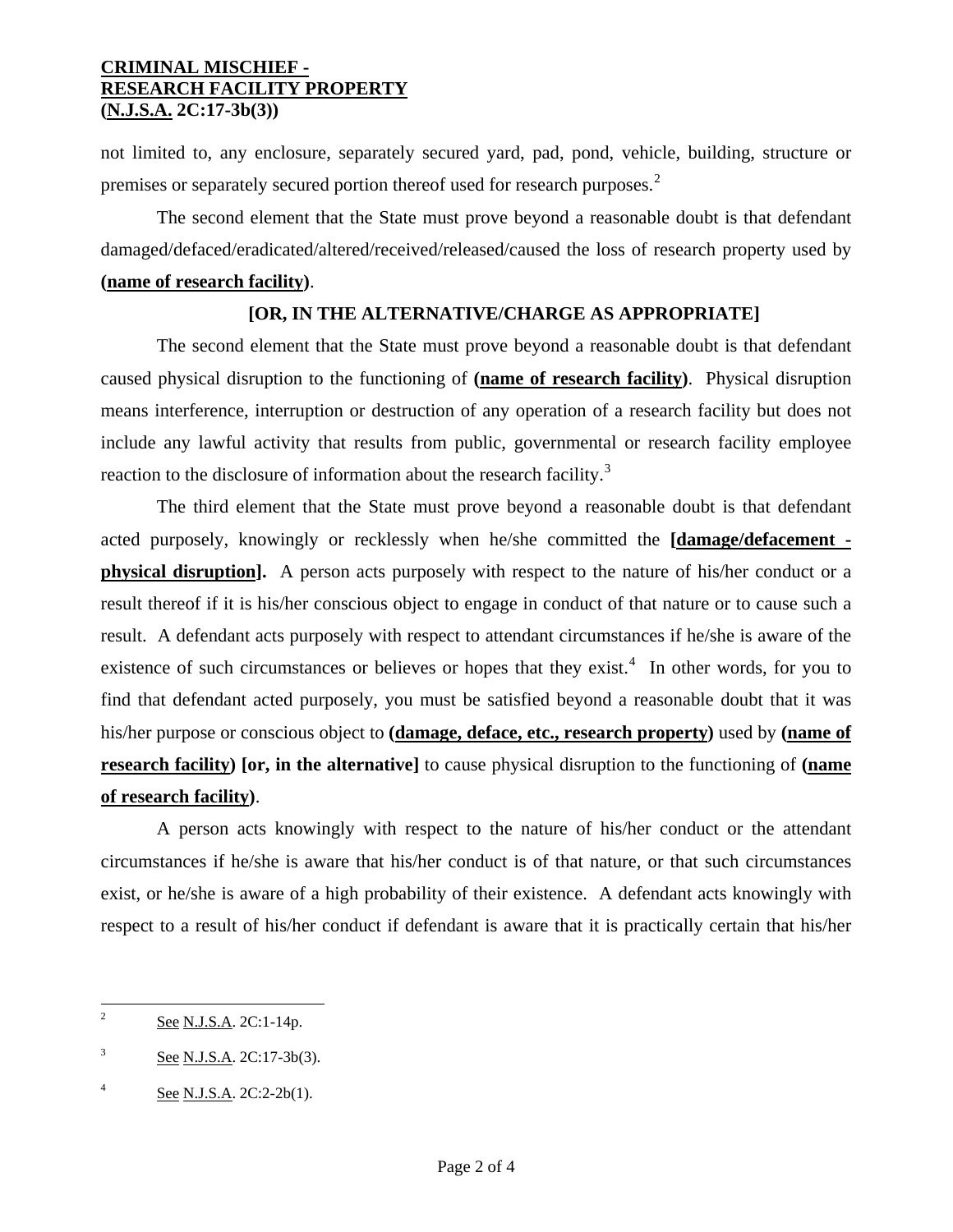not limited to, any enclosure, separately secured yard, pad, pond, vehicle, building, structure or premises or separately secured portion thereof used for research purposes.[2]

The second element that the State must prove beyond a reasonable doubt is that defendant damaged/defaced/eradicated/altered/received/released/caused the loss of research property used by **(name of research facility)**.

**[OR, IN THE ALTERNATIVE/CHARGE AS APPROPRIATE]**

The second element that the State must prove beyond a reasonable doubt is that defendant caused physical disruption to the functioning of **(name of research facility)**. Physical disruption means interference, interruption or destruction of any operation of a research facility but does not include any lawful activity that results from public, governmental or research facility employee reaction to the disclosure of information about the research facility.[3]

The third element that the State must prove beyond a reasonable doubt is that defendant acted purposely, knowingly or recklessly when he/she committed the **[damage/defacement - physical disruption].** A person acts purposely with respect to the nature of his/her conduct or a result thereof if it is his/her conscious object to engage in conduct of that nature or to cause such a result. A defendant acts purposely with respect to attendant circumstances if he/she is aware of the existence of such circumstances or believes or hopes that they exist.[4] In other words, for you to find that defendant acted purposely, you must be satisfied beyond a reasonable doubt that it was his/her purpose or conscious object to **(damage, deface, etc., research property)** used by **(name of research facility) [or, in the alternative]** to cause physical disruption to the functioning of **(name of research facility)**.

A person acts knowingly with respect to the nature of his/her conduct or the attendant circumstances if he/she is aware that his/her conduct is of that nature, or that such circumstances exist, or he/she is aware of a high probability of their existence. A defendant acts knowingly with respect to a result of his/her conduct if defendant is aware that it is practically certain that his/her

---

[2] See N.J.S.A. 2C:1-14p.

[3] See N.J.S.A. 2C:17-3b(3).

[4] See N.J.S.A. 2C:2-2b(1).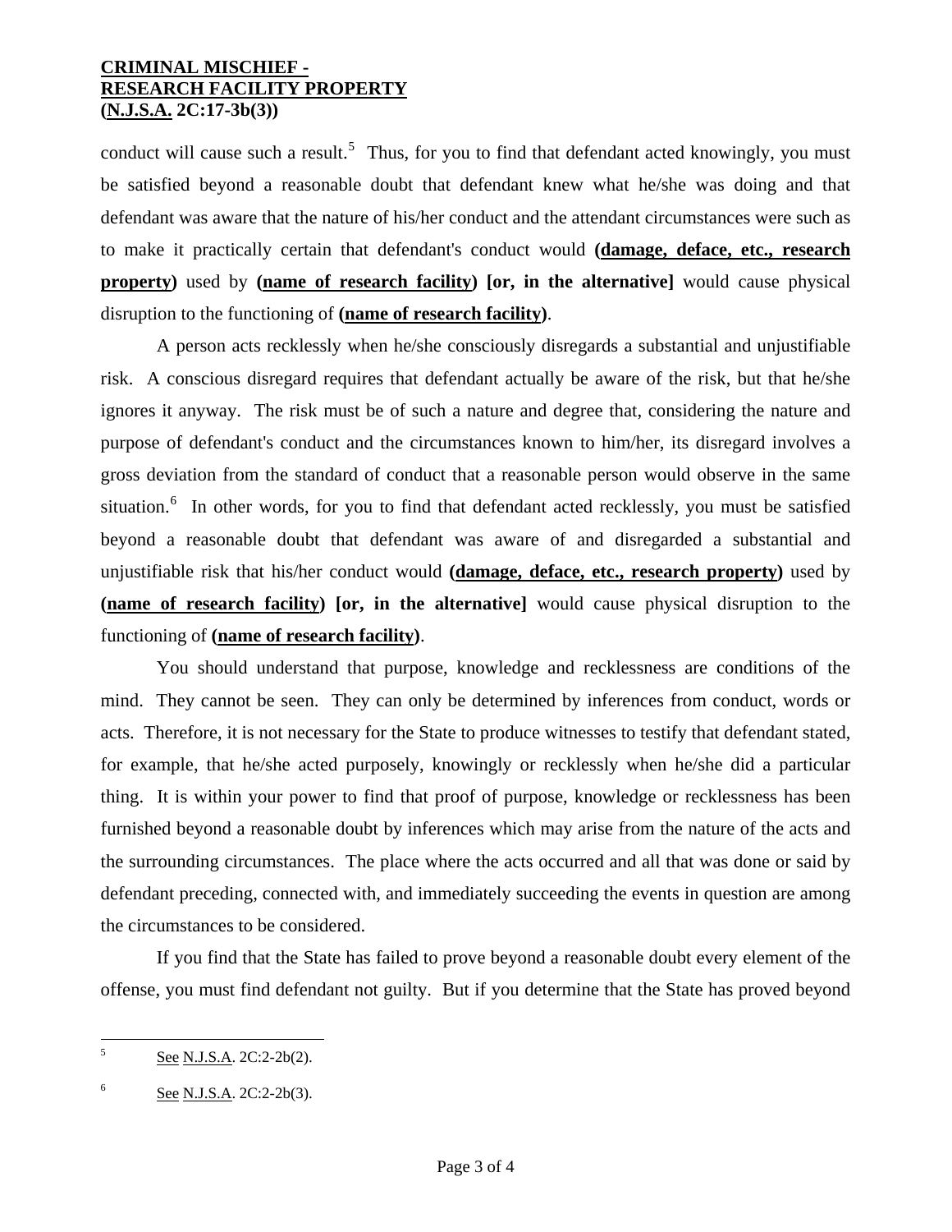conduct will cause such a result.[5] Thus, for you to find that defendant acted knowingly, you must be satisfied beyond a reasonable doubt that defendant knew what he/she was doing and that defendant was aware that the nature of his/her conduct and the attendant circumstances were such as to make it practically certain that defendant's conduct would **(damage, deface, etc., research property)** used by **(name of research facility) [or, in the alternative]** would cause physical disruption to the functioning of **(name of research facility)**.

A person acts recklessly when he/she consciously disregards a substantial and unjustifiable risk. A conscious disregard requires that defendant actually be aware of the risk, but that he/she ignores it anyway. The risk must be of such a nature and degree that, considering the nature and purpose of defendant's conduct and the circumstances known to him/her, its disregard involves a gross deviation from the standard of conduct that a reasonable person would observe in the same situation.[6] In other words, for you to find that defendant acted recklessly, you must be satisfied beyond a reasonable doubt that defendant was aware of and disregarded a substantial and unjustifiable risk that his/her conduct would **(damage, deface, etc., research property)** used by **(name of research facility) [or, in the alternative]** would cause physical disruption to the functioning of **(name of research facility)**.

You should understand that purpose, knowledge and recklessness are conditions of the mind. They cannot be seen. They can only be determined by inferences from conduct, words or acts. Therefore, it is not necessary for the State to produce witnesses to testify that defendant stated, for example, that he/she acted purposely, knowingly or recklessly when he/she did a particular thing. It is within your power to find that proof of purpose, knowledge or recklessness has been furnished beyond a reasonable doubt by inferences which may arise from the nature of the acts and the surrounding circumstances. The place where the acts occurred and all that was done or said by defendant preceding, connected with, and immediately succeeding the events in question are among the circumstances to be considered.

If you find that the State has failed to prove beyond a reasonable doubt every element of the offense, you must find defendant not guilty. But if you determine that the State has proved beyond

---

[5] See N.J.S.A. 2C:2-2b(2).

[6] See N.J.S.A. 2C:2-2b(3).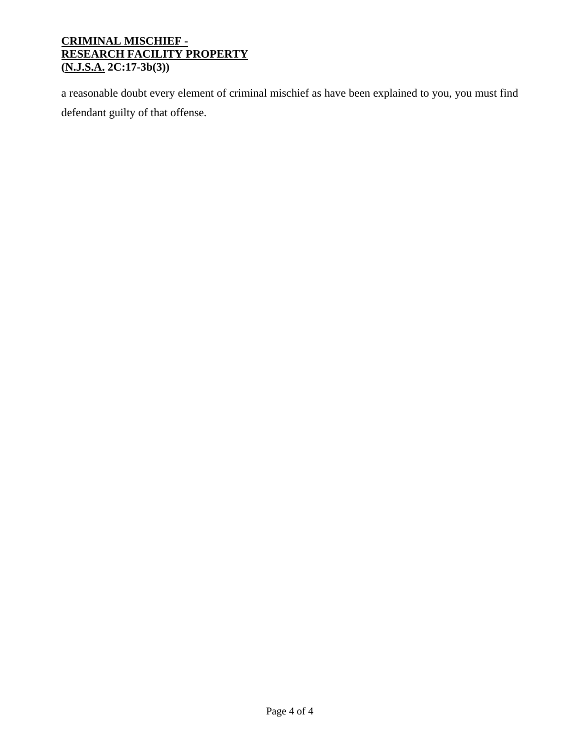a reasonable doubt every element of criminal mischief as have been explained to you, you must find defendant guilty of that offense.